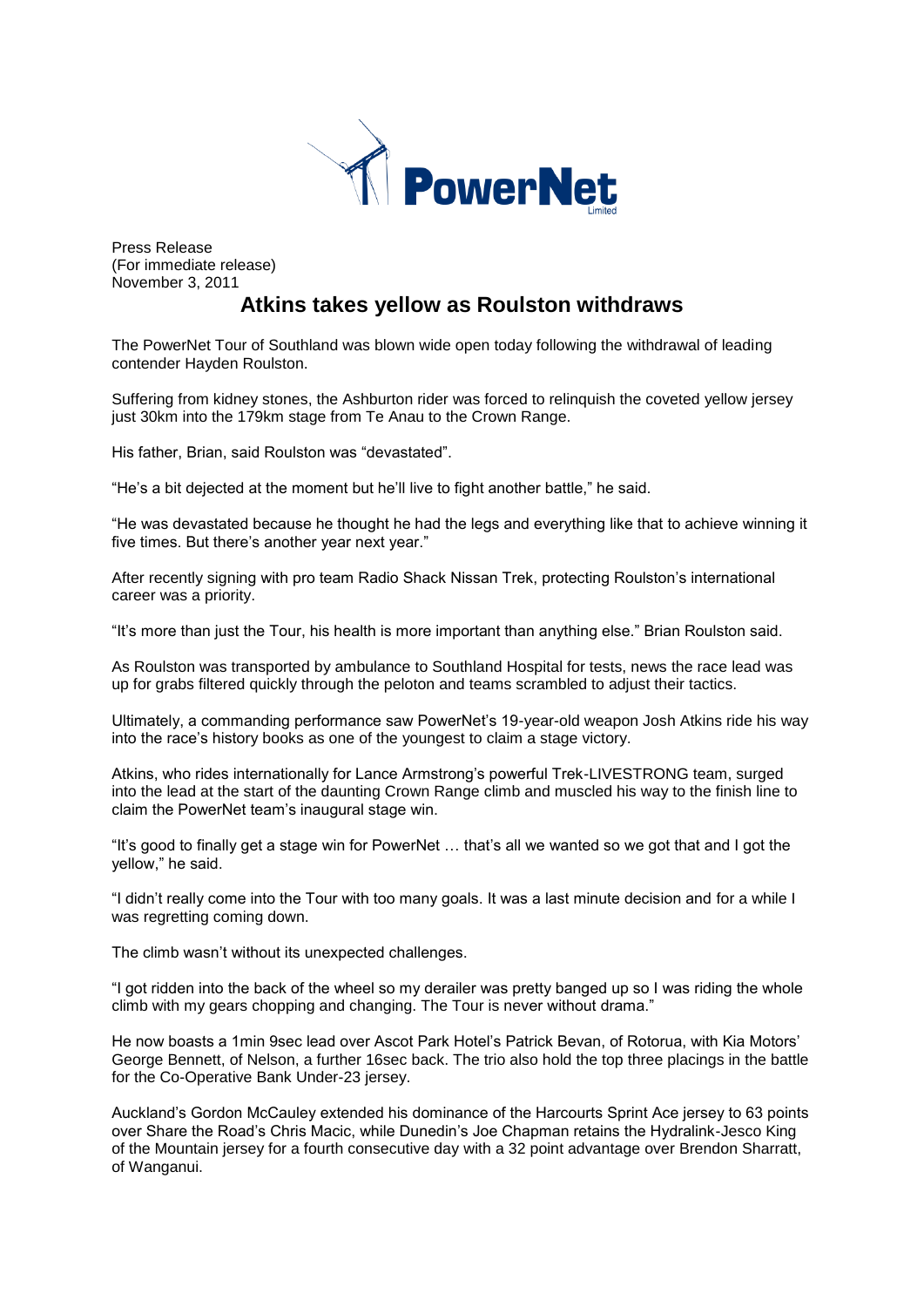PowerNet Limited

Press Release
(For immediate release)
November 3, 2011

# Atkins takes yellow as Roulston withdraws

The PowerNet Tour of Southland was blown wide open today following the withdrawal of leading contender Hayden Roulston.

Suffering from kidney stones, the Ashburton rider was forced to relinquish the coveted yellow jersey just 30km into the 179km stage from Te Anau to the Crown Range.

His father, Brian, said Roulston was "devastated".

"He's a bit dejected at the moment but he'll live to fight another battle," he said.

"He was devastated because he thought he had the legs and everything like that to achieve winning it five times. But there's another year next year."

After recently signing with pro team Radio Shack Nissan Trek, protecting Roulston's international career was a priority.

"It's more than just the Tour, his health is more important than anything else." Brian Roulston said.

As Roulston was transported by ambulance to Southland Hospital for tests, news the race lead was up for grabs filtered quickly through the peloton and teams scrambled to adjust their tactics.

Ultimately, a commanding performance saw PowerNet's 19-year-old weapon Josh Atkins ride his way into the race's history books as one of the youngest to claim a stage victory.

Atkins, who rides internationally for Lance Armstrong's powerful Trek-LIVESTRONG team, surged into the lead at the start of the daunting Crown Range climb and muscled his way to the finish line to claim the PowerNet team's inaugural stage win.

"It's good to finally get a stage win for PowerNet … that's all we wanted so we got that and I got the yellow," he said.

"I didn't really come into the Tour with too many goals. It was a last minute decision and for a while I was regretting coming down.

The climb wasn't without its unexpected challenges.

"I got ridden into the back of the wheel so my derailer was pretty banged up so I was riding the whole climb with my gears chopping and changing. The Tour is never without drama."

He now boasts a 1min 9sec lead over Ascot Park Hotel's Patrick Bevan, of Rotorua, with Kia Motors' George Bennett, of Nelson, a further 16sec back. The trio also hold the top three placings in the battle for the Co-Operative Bank Under-23 jersey.

Auckland's Gordon McCauley extended his dominance of the Harcourts Sprint Ace jersey to 63 points over Share the Road's Chris Macic, while Dunedin's Joe Chapman retains the Hydralink-Jesco King of the Mountain jersey for a fourth consecutive day with a 32 point advantage over Brendon Sharratt, of Wanganui.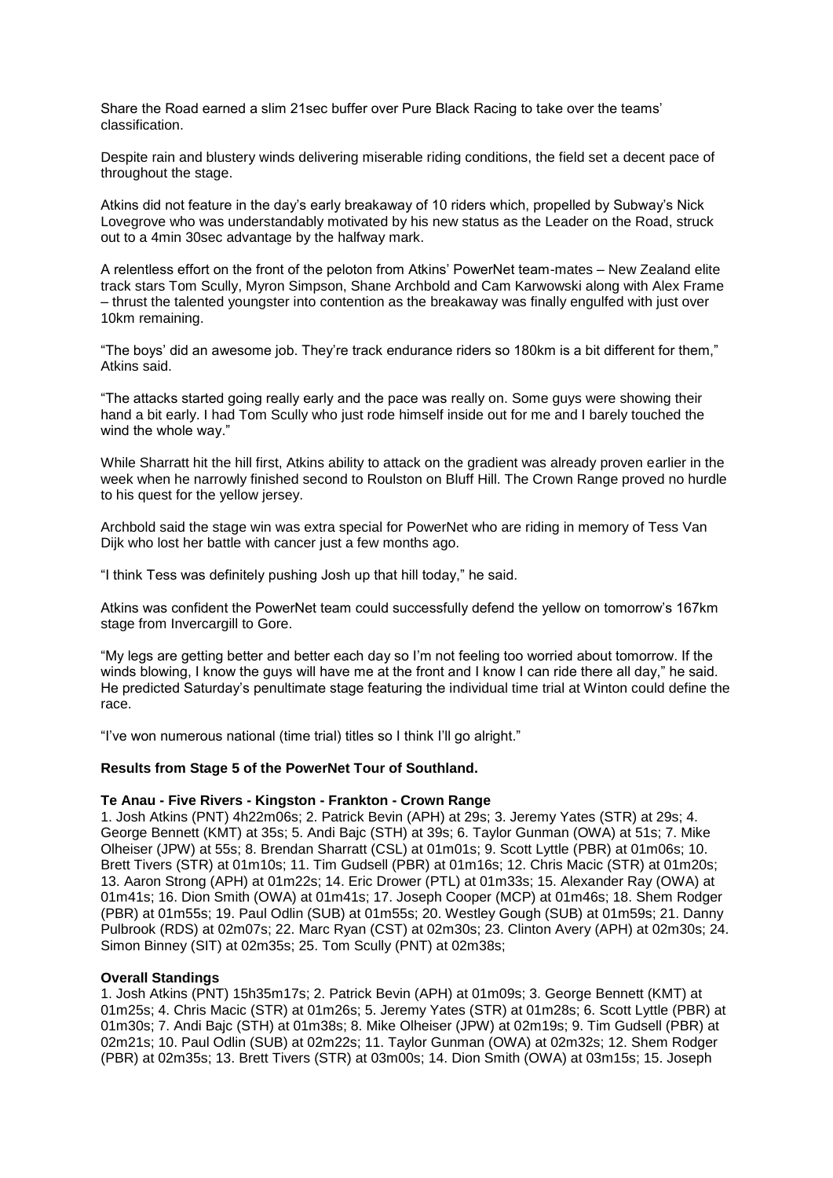Share the Road earned a slim 21sec buffer over Pure Black Racing to take over the teams' classification.

Despite rain and blustery winds delivering miserable riding conditions, the field set a decent pace of throughout the stage.

Atkins did not feature in the day's early breakaway of 10 riders which, propelled by Subway's Nick Lovegrove who was understandably motivated by his new status as the Leader on the Road, struck out to a 4min 30sec advantage by the halfway mark.

A relentless effort on the front of the peloton from Atkins' PowerNet team-mates – New Zealand elite track stars Tom Scully, Myron Simpson, Shane Archbold and Cam Karwowski along with Alex Frame – thrust the talented youngster into contention as the breakaway was finally engulfed with just over 10km remaining.

"The boys' did an awesome job. They're track endurance riders so 180km is a bit different for them," Atkins said.

"The attacks started going really early and the pace was really on. Some guys were showing their hand a bit early. I had Tom Scully who just rode himself inside out for me and I barely touched the wind the whole way."

While Sharratt hit the hill first, Atkins ability to attack on the gradient was already proven earlier in the week when he narrowly finished second to Roulston on Bluff Hill. The Crown Range proved no hurdle to his quest for the yellow jersey.

Archbold said the stage win was extra special for PowerNet who are riding in memory of Tess Van Dijk who lost her battle with cancer just a few months ago.

"I think Tess was definitely pushing Josh up that hill today," he said.

Atkins was confident the PowerNet team could successfully defend the yellow on tomorrow's 167km stage from Invercargill to Gore.

"My legs are getting better and better each day so I'm not feeling too worried about tomorrow. If the winds blowing, I know the guys will have me at the front and I know I can ride there all day," he said. He predicted Saturday's penultimate stage featuring the individual time trial at Winton could define the race.

"I've won numerous national (time trial) titles so I think I'll go alright."

**Results from Stage 5 of the PowerNet Tour of Southland.**

**Te Anau - Five Rivers - Kingston - Frankton - Crown Range**

1. Josh Atkins (PNT) 4h22m06s; 2. Patrick Bevin (APH) at 29s; 3. Jeremy Yates (STR) at 29s; 4. George Bennett (KMT) at 35s; 5. Andi Bajc (STH) at 39s; 6. Taylor Gunman (OWA) at 51s; 7. Mike Olheiser (JPW) at 55s; 8. Brendan Sharratt (CSL) at 01m01s; 9. Scott Lyttle (PBR) at 01m06s; 10. Brett Tivers (STR) at 01m10s; 11. Tim Gudsell (PBR) at 01m16s; 12. Chris Macic (STR) at 01m20s; 13. Aaron Strong (APH) at 01m22s; 14. Eric Drower (PTL) at 01m33s; 15. Alexander Ray (OWA) at 01m41s; 16. Dion Smith (OWA) at 01m41s; 17. Joseph Cooper (MCP) at 01m46s; 18. Shem Rodger (PBR) at 01m55s; 19. Paul Odlin (SUB) at 01m55s; 20. Westley Gough (SUB) at 01m59s; 21. Danny Pulbrook (RDS) at 02m07s; 22. Marc Ryan (CST) at 02m30s; 23. Clinton Avery (APH) at 02m30s; 24. Simon Binney (SIT) at 02m35s; 25. Tom Scully (PNT) at 02m38s;

**Overall Standings**

1. Josh Atkins (PNT) 15h35m17s; 2. Patrick Bevin (APH) at 01m09s; 3. George Bennett (KMT) at 01m25s; 4. Chris Macic (STR) at 01m26s; 5. Jeremy Yates (STR) at 01m28s; 6. Scott Lyttle (PBR) at 01m30s; 7. Andi Bajc (STH) at 01m38s; 8. Mike Olheiser (JPW) at 02m19s; 9. Tim Gudsell (PBR) at 02m21s; 10. Paul Odlin (SUB) at 02m22s; 11. Taylor Gunman (OWA) at 02m32s; 12. Shem Rodger (PBR) at 02m35s; 13. Brett Tivers (STR) at 03m00s; 14. Dion Smith (OWA) at 03m15s; 15. Joseph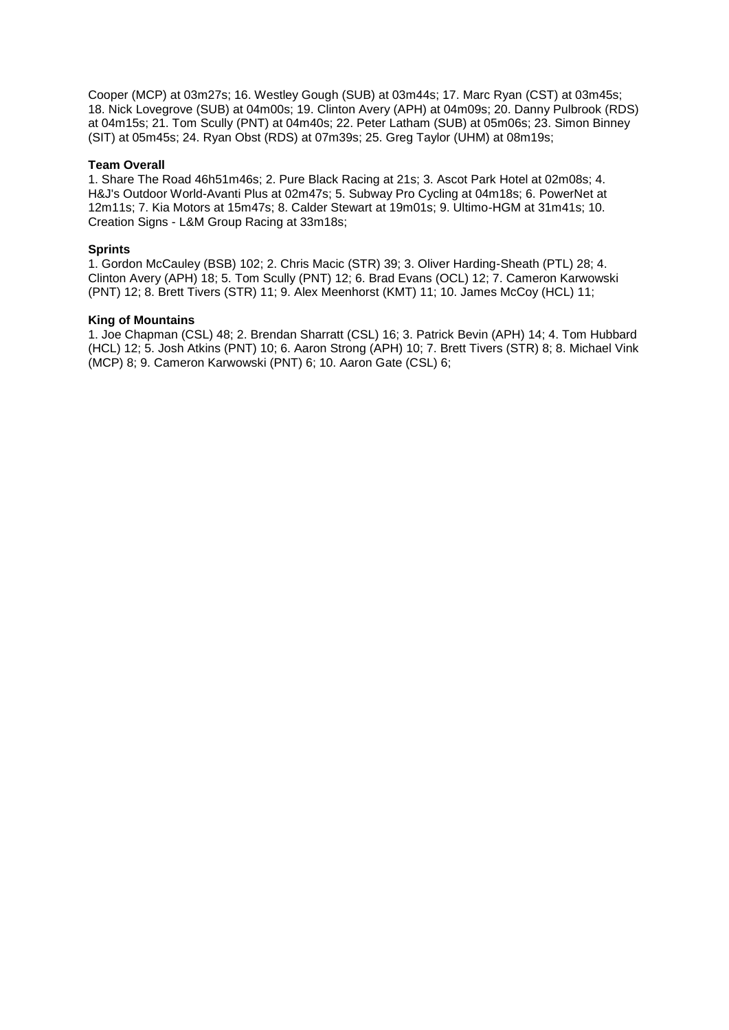Cooper (MCP) at 03m27s; 16. Westley Gough (SUB) at 03m44s; 17. Marc Ryan (CST) at 03m45s; 18. Nick Lovegrove (SUB) at 04m00s; 19. Clinton Avery (APH) at 04m09s; 20. Danny Pulbrook (RDS) at 04m15s; 21. Tom Scully (PNT) at 04m40s; 22. Peter Latham (SUB) at 05m06s; 23. Simon Binney (SIT) at 05m45s; 24. Ryan Obst (RDS) at 07m39s; 25. Greg Taylor (UHM) at 08m19s;

**Team Overall**

1. Share The Road 46h51m46s; 2. Pure Black Racing at 21s; 3. Ascot Park Hotel at 02m08s; 4. H&J's Outdoor World-Avanti Plus at 02m47s; 5. Subway Pro Cycling at 04m18s; 6. PowerNet at 12m11s; 7. Kia Motors at 15m47s; 8. Calder Stewart at 19m01s; 9. Ultimo-HGM at 31m41s; 10. Creation Signs - L&M Group Racing at 33m18s;

**Sprints**

1. Gordon McCauley (BSB) 102; 2. Chris Macic (STR) 39; 3. Oliver Harding-Sheath (PTL) 28; 4. Clinton Avery (APH) 18; 5. Tom Scully (PNT) 12; 6. Brad Evans (OCL) 12; 7. Cameron Karwowski (PNT) 12; 8. Brett Tivers (STR) 11; 9. Alex Meenhorst (KMT) 11; 10. James McCoy (HCL) 11;

**King of Mountains**

1. Joe Chapman (CSL) 48; 2. Brendan Sharratt (CSL) 16; 3. Patrick Bevin (APH) 14; 4. Tom Hubbard (HCL) 12; 5. Josh Atkins (PNT) 10; 6. Aaron Strong (APH) 10; 7. Brett Tivers (STR) 8; 8. Michael Vink (MCP) 8; 9. Cameron Karwowski (PNT) 6; 10. Aaron Gate (CSL) 6;